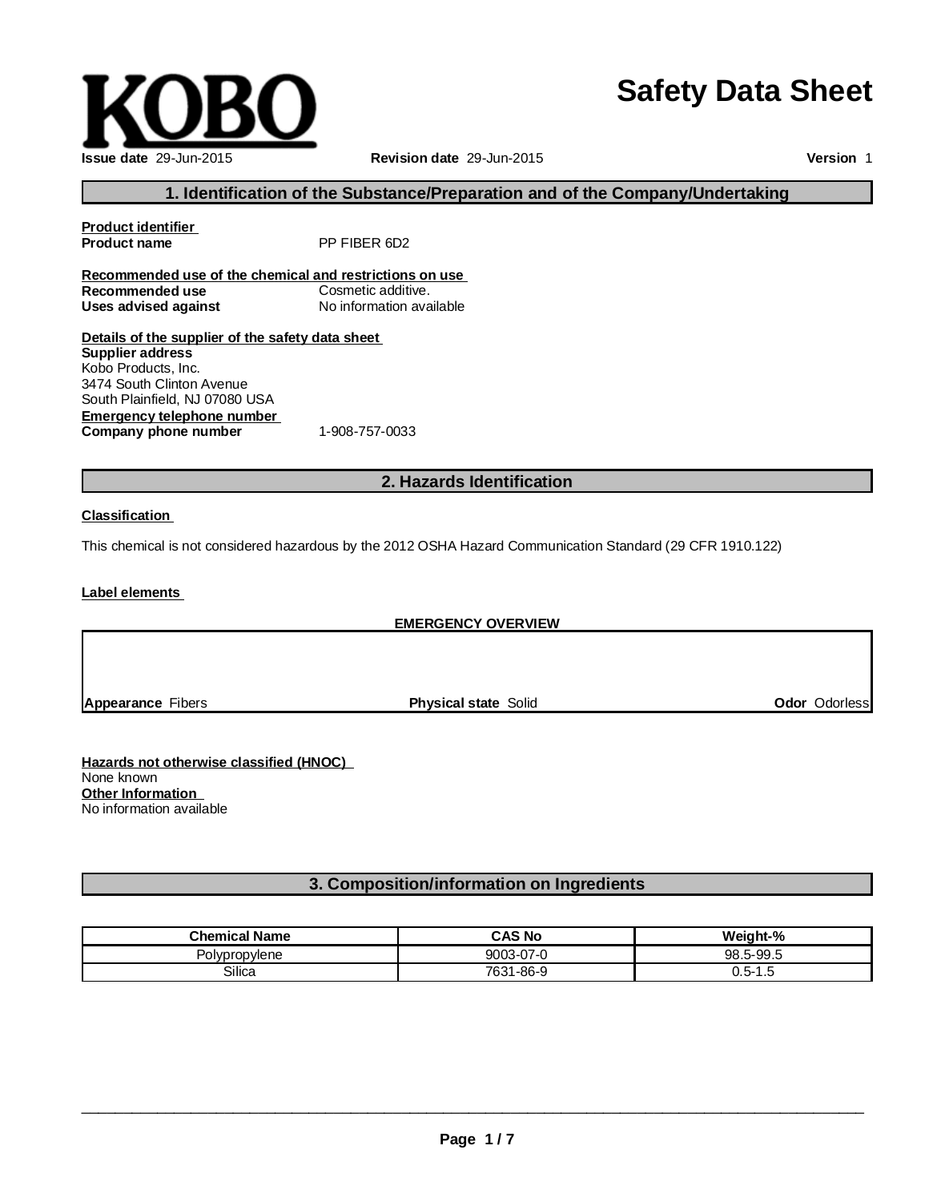KOBO

# Safety Data Sheet

**Issue date** 29-Jun-2015 **Revision date** 29-Jun-2015 **Version** 1

## 1. Identification of the Substance/Preparation and of the Company/Undertaking

**Product identifier**
**Product name** PP FIBER 6D2

**Recommended use of the chemical and restrictions on use**
**Recommended use** Cosmetic additive.
**Uses advised against** No information available

**Details of the supplier of the safety data sheet**
**Supplier address**
Kobo Products, Inc.
3474 South Clinton Avenue
South Plainfield, NJ 07080 USA
**Emergency telephone number**
**Company phone number** 1-908-757-0033

## 2. Hazards Identification

**Classification**

This chemical is not considered hazardous by the 2012 OSHA Hazard Communication Standard (29 CFR 1910.122)

**Label elements**

**EMERGENCY OVERVIEW**

**Appearance** Fibers **Physical state** Solid **Odor** Odorless

**Hazards not otherwise classified (HNOC)**
None known
**Other Information**
No information available

## 3. Composition/information on Ingredients

| Chemical Name | CAS No | Weight-% |
|---|---|---|
| Polypropylene | 9003-07-0 | 98.5-99.5 |
| Silica | 7631-86-9 | 0.5-1.5 |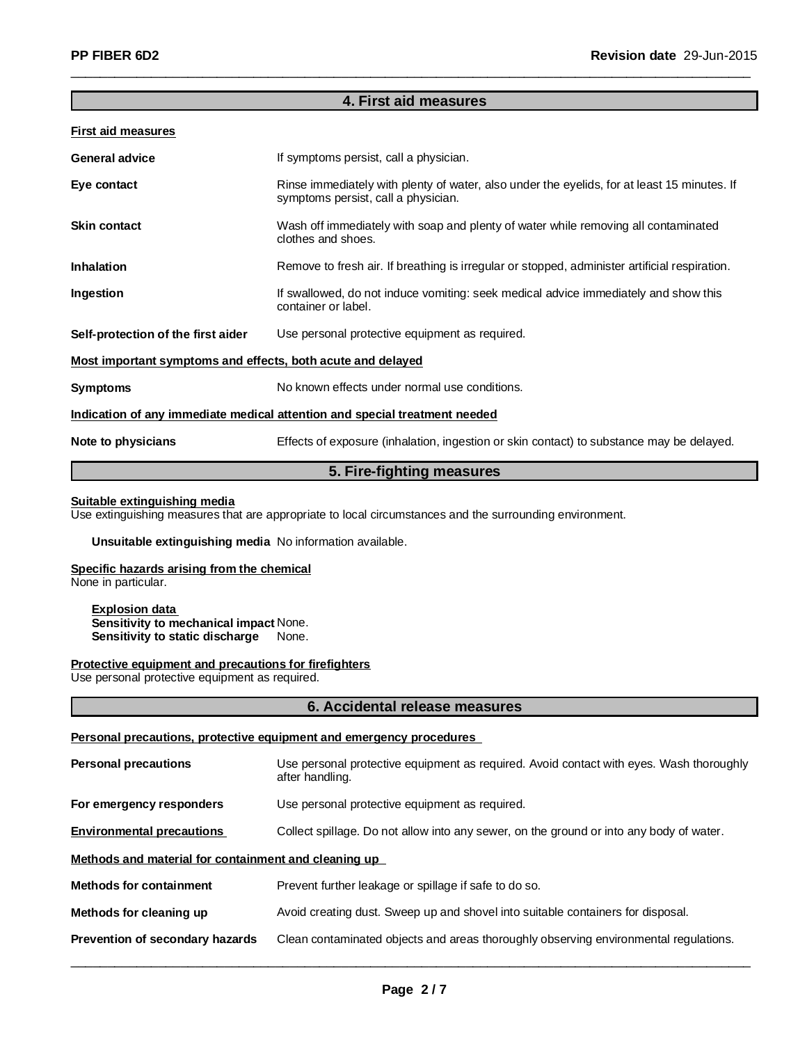## 4. First aid measures

### First aid measures

**General advice** If symptoms persist, call a physician.

**Eye contact** Rinse immediately with plenty of water, also under the eyelids, for at least 15 minutes. If symptoms persist, call a physician.

**Skin contact** Wash off immediately with soap and plenty of water while removing all contaminated clothes and shoes.

**Inhalation** Remove to fresh air. If breathing is irregular or stopped, administer artificial respiration.

**Ingestion** If swallowed, do not induce vomiting: seek medical advice immediately and show this container or label.

**Self-protection of the first aider** Use personal protective equipment as required.

### Most important symptoms and effects, both acute and delayed

**Symptoms** No known effects under normal use conditions.

### Indication of any immediate medical attention and special treatment needed

**Note to physicians** Effects of exposure (inhalation, ingestion or skin contact) to substance may be delayed.

## 5. Fire-fighting measures

### Suitable extinguishing media

Use extinguishing measures that are appropriate to local circumstances and the surrounding environment.

**Unsuitable extinguishing media** No information available.

### Specific hazards arising from the chemical

None in particular.

**Explosion data**
**Sensitivity to mechanical impact** None.
**Sensitivity to static discharge** None.

### Protective equipment and precautions for firefighters

Use personal protective equipment as required.

## 6. Accidental release measures

### Personal precautions, protective equipment and emergency procedures

**Personal precautions** Use personal protective equipment as required. Avoid contact with eyes. Wash thoroughly after handling.

**For emergency responders** Use personal protective equipment as required.

**Environmental precautions** Collect spillage. Do not allow into any sewer, on the ground or into any body of water.

### Methods and material for containment and cleaning up

**Methods for containment** Prevent further leakage or spillage if safe to do so.

**Methods for cleaning up** Avoid creating dust. Sweep up and shovel into suitable containers for disposal.

**Prevention of secondary hazards** Clean contaminated objects and areas thoroughly observing environmental regulations.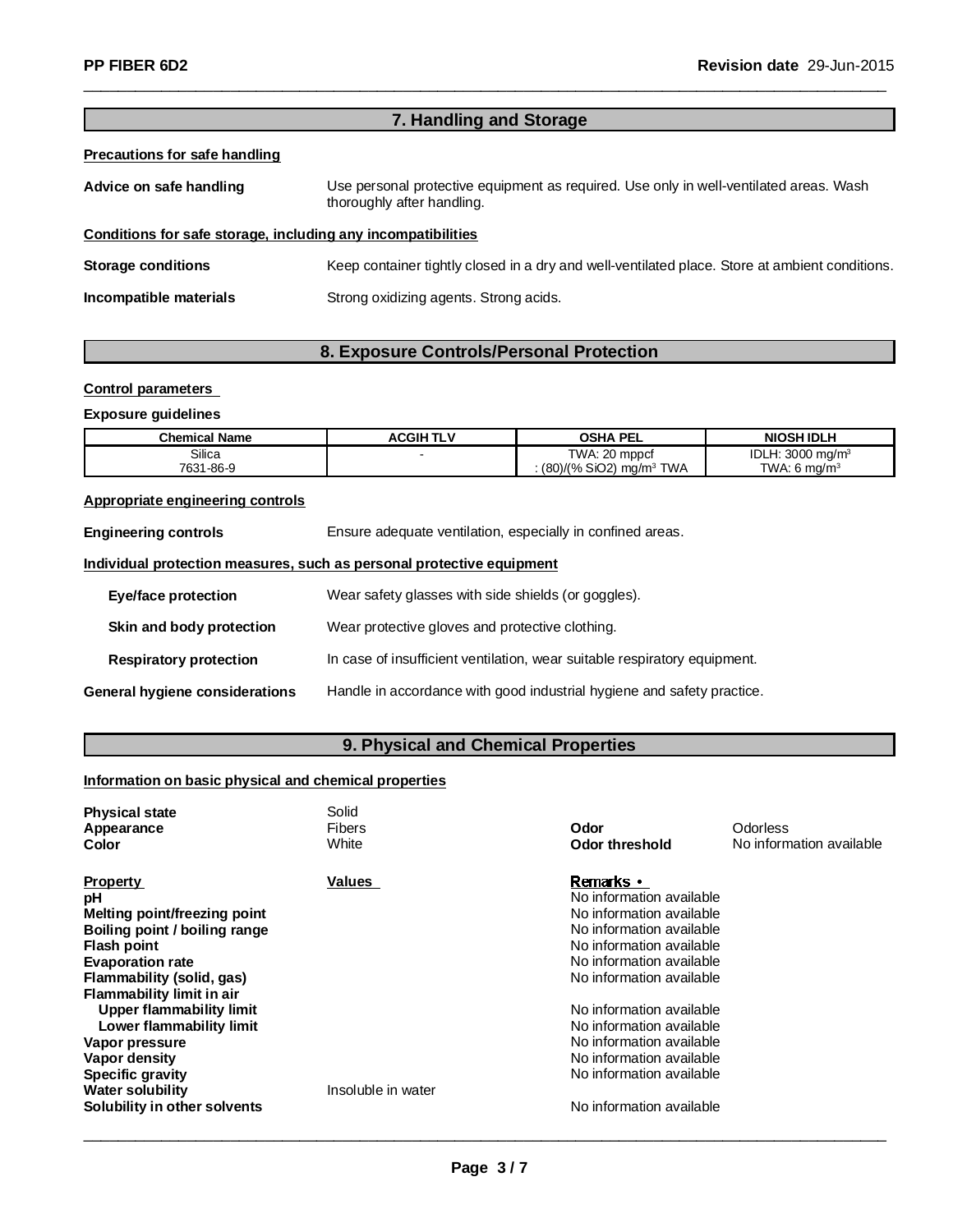## 7. Handling and Storage

**Precautions for safe handling**

**Advice on safe handling** Use personal protective equipment as required. Use only in well-ventilated areas. Wash thoroughly after handling.

**Conditions for safe storage, including any incompatibilities**

**Storage conditions** Keep container tightly closed in a dry and well-ventilated place. Store at ambient conditions.

**Incompatible materials** Strong oxidizing agents. Strong acids.

## 8. Exposure Controls/Personal Protection

**Control parameters**

**Exposure guidelines**

| Chemical Name | ACGIH TLV | OSHA PEL | NIOSH IDLH |
|---|---|---|---|
| Silica<br>7631-86-9 | - | TWA: 20 mppcf<br>: (80)/(% SiO2) mg/m³ TWA | IDLH: 3000 mg/m³<br>TWA: 6 mg/m³ |

**Appropriate engineering controls**

**Engineering controls** Ensure adequate ventilation, especially in confined areas.

**Individual protection measures, such as personal protective equipment**

**Eye/face protection** Wear safety glasses with side shields (or goggles).

**Skin and body protection** Wear protective gloves and protective clothing.

**Respiratory protection** In case of insufficient ventilation, wear suitable respiratory equipment.

**General hygiene considerations** Handle in accordance with good industrial hygiene and safety practice.

## 9. Physical and Chemical Properties

**Information on basic physical and chemical properties**

**Physical state** Solid
**Appearance** Fibers
**Color** White
**Odor** Odorless
**Odor threshold** No information available

| Property | Values | Remarks • |
|---|---|---|
| **pH** | | No information available |
| **Melting point/freezing point** | | No information available |
| **Boiling point / boiling range** | | No information available |
| **Flash point** | | No information available |
| **Evaporation rate** | | No information available |
| **Flammability (solid, gas)** | | No information available |
| **Flammability limit in air** | | |
| **Upper flammability limit** | | No information available |
| **Lower flammability limit** | | No information available |
| **Vapor pressure** | | No information available |
| **Vapor density** | | No information available |
| **Specific gravity** | | No information available |
| **Water solubility** | Insoluble in water | |
| **Solubility in other solvents** | | No information available |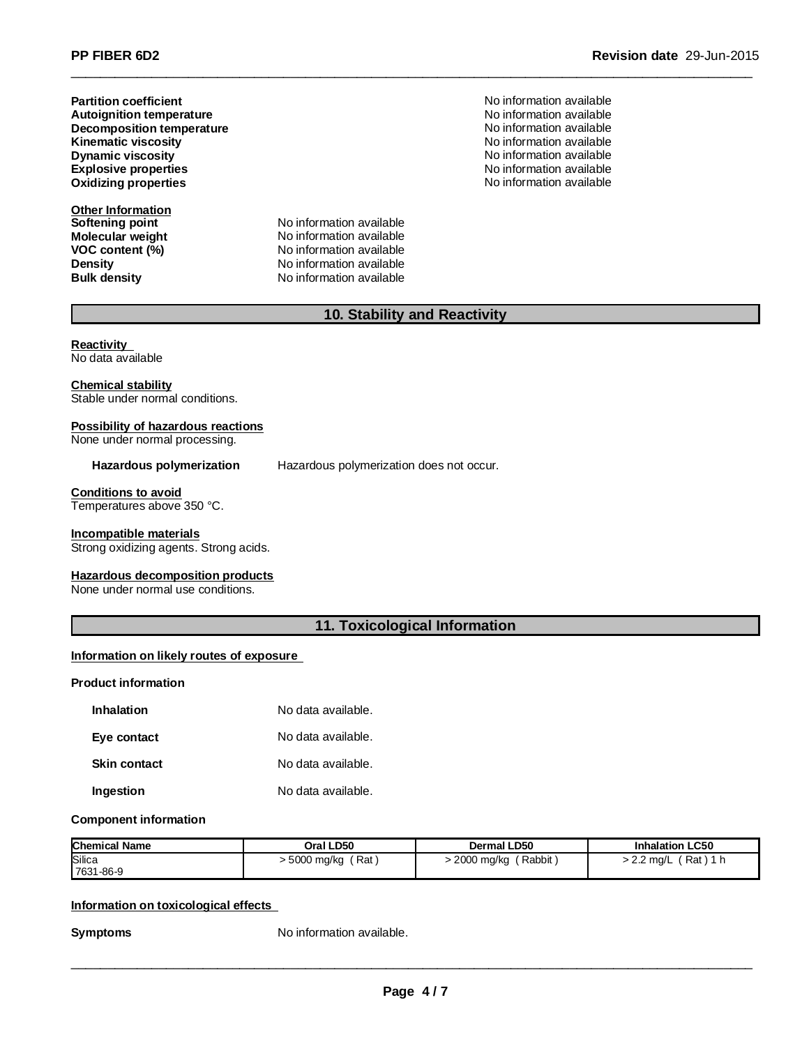| | |
|---|---|
| **Partition coefficient** | No information available |
| **Autoignition temperature** | No information available |
| **Decomposition temperature** | No information available |
| **Kinematic viscosity** | No information available |
| **Dynamic viscosity** | No information available |
| **Explosive properties** | No information available |
| **Oxidizing properties** | No information available |

**Other Information**

| | |
|---|---|
| **Softening point** | No information available |
| **Molecular weight** | No information available |
| **VOC content (%)** | No information available |
| **Density** | No information available |
| **Bulk density** | No information available |

## 10. Stability and Reactivity

**Reactivity**
No data available

**Chemical stability**
Stable under normal conditions.

**Possibility of hazardous reactions**
None under normal processing.

**Hazardous polymerization** Hazardous polymerization does not occur.

**Conditions to avoid**
Temperatures above 350 °C.

**Incompatible materials**
Strong oxidizing agents. Strong acids.

**Hazardous decomposition products**
None under normal use conditions.

## 11. Toxicological Information

**Information on likely routes of exposure**

**Product information**

| | |
|---|---|
| **Inhalation** | No data available. |
| **Eye contact** | No data available. |
| **Skin contact** | No data available. |
| **Ingestion** | No data available. |

**Component information**

| Chemical Name | Oral LD50 | Dermal LD50 | Inhalation LC50 |
|---|---|---|---|
| Silica<br>7631-86-9 | > 5000 mg/kg ( Rat ) | > 2000 mg/kg ( Rabbit ) | > 2.2 mg/L ( Rat ) 1 h |

**Information on toxicological effects**

**Symptoms** No information available.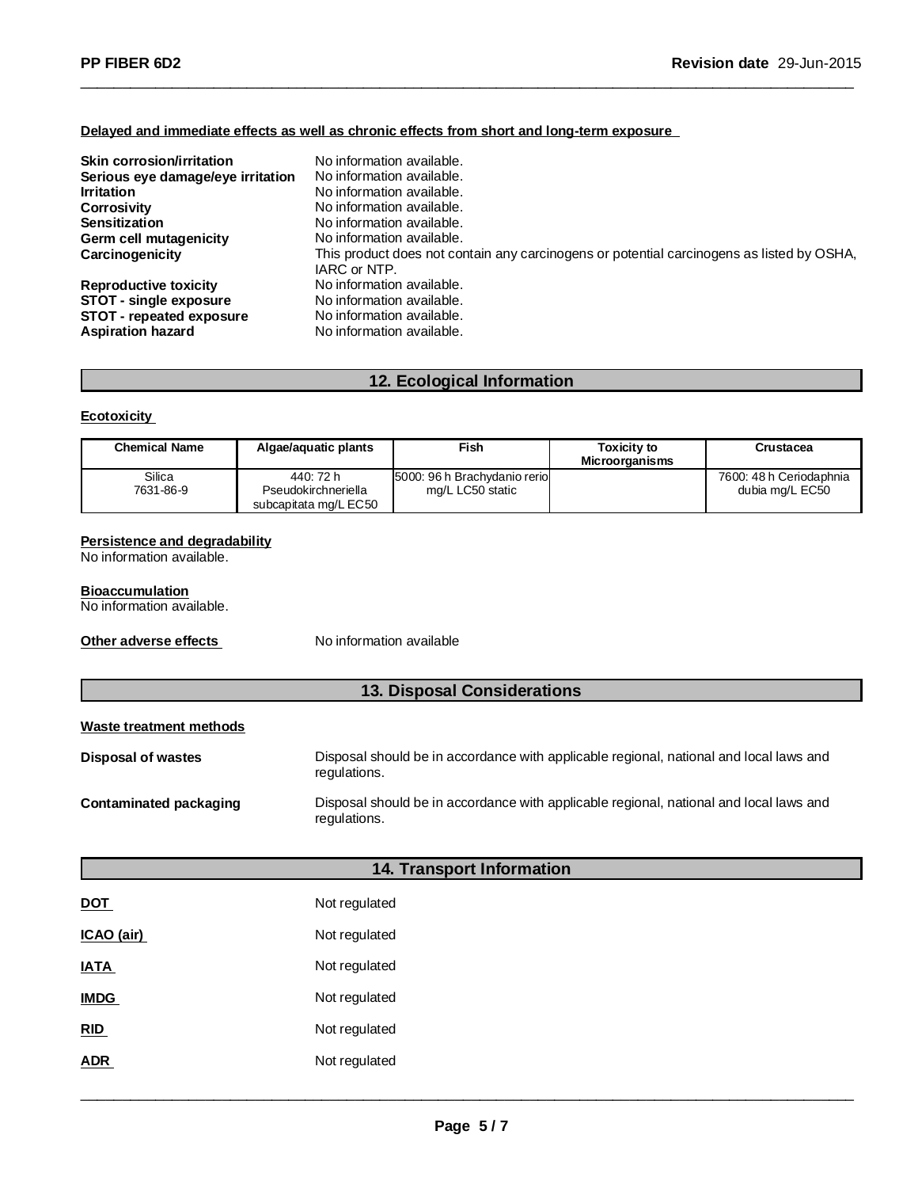**Delayed and immediate effects as well as chronic effects from short and long-term exposure**

**Skin corrosion/irritation** No information available.
**Serious eye damage/eye irritation** No information available.
**Irritation** No information available.
**Corrosivity** No information available.
**Sensitization** No information available.
**Germ cell mutagenicity** No information available.
**Carcinogenicity** This product does not contain any carcinogens or potential carcinogens as listed by OSHA, IARC or NTP.
**Reproductive toxicity** No information available.
**STOT - single exposure** No information available.
**STOT - repeated exposure** No information available.
**Aspiration hazard** No information available.

## 12. Ecological Information

**Ecotoxicity**

| Chemical Name | Algae/aquatic plants | Fish | Toxicity to Microorganisms | Crustacea |
|---|---|---|---|---|
| Silica 7631-86-9 | 440: 72 h Pseudokirchneriella subcapitata mg/L EC50 | 5000: 96 h Brachydanio rerio mg/L LC50 static | | 7600: 48 h Ceriodaphnia dubia mg/L EC50 |

**Persistence and degradability**
No information available.

**Bioaccumulation**
No information available.

**Other adverse effects** No information available

## 13. Disposal Considerations

**Waste treatment methods**

**Disposal of wastes** Disposal should be in accordance with applicable regional, national and local laws and regulations.

**Contaminated packaging** Disposal should be in accordance with applicable regional, national and local laws and regulations.

## 14. Transport Information

**DOT** Not regulated

**ICAO (air)** Not regulated

**IATA** Not regulated

**IMDG** Not regulated

**RID** Not regulated

**ADR** Not regulated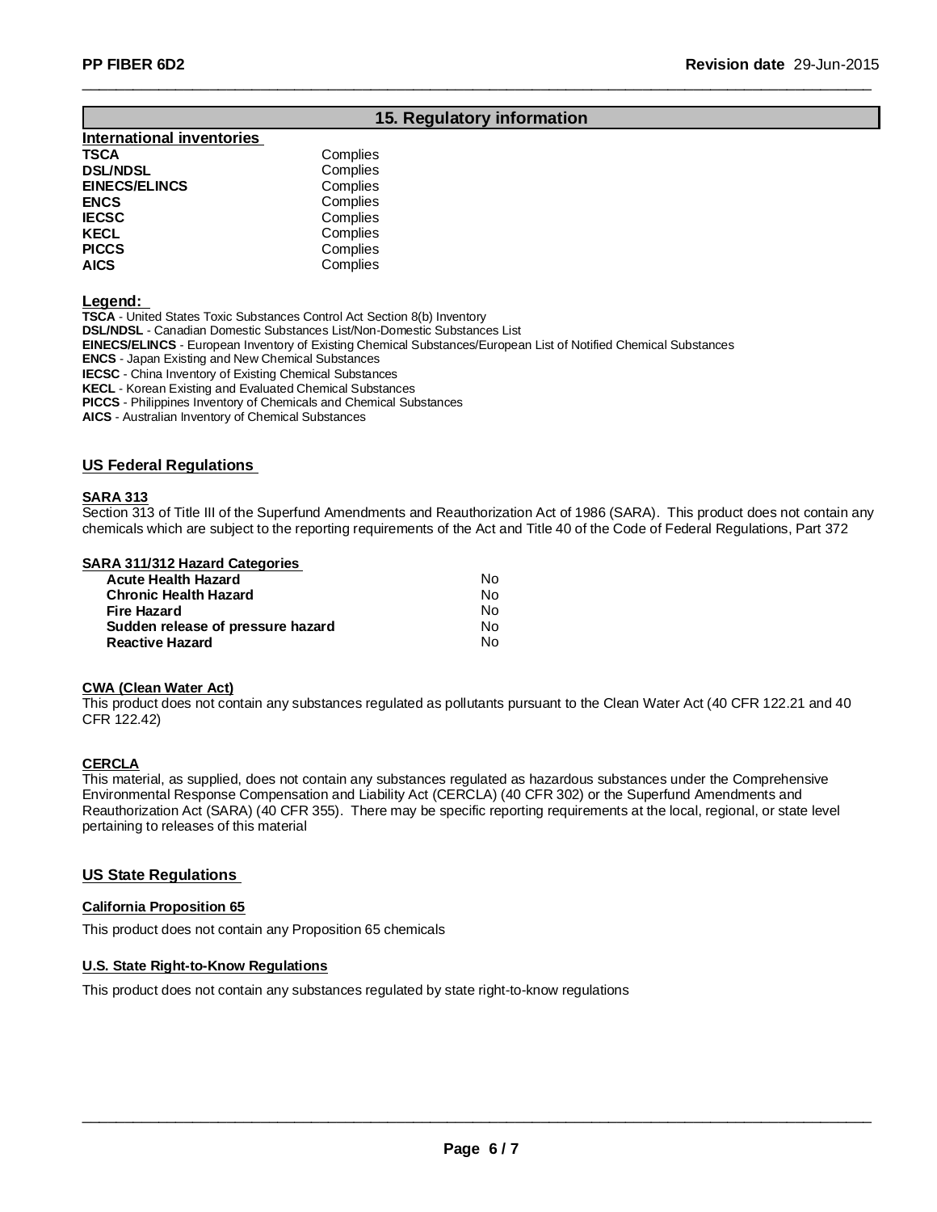## 15. Regulatory information

### International inventories

| | |
|---|---|
| **TSCA** | Complies |
| **DSL/NDSL** | Complies |
| **EINECS/ELINCS** | Complies |
| **ENCS** | Complies |
| **IECSC** | Complies |
| **KECL** | Complies |
| **PICCS** | Complies |
| **AICS** | Complies |

**Legend:**

**TSCA** - United States Toxic Substances Control Act Section 8(b) Inventory
**DSL/NDSL** - Canadian Domestic Substances List/Non-Domestic Substances List
**EINECS/ELINCS** - European Inventory of Existing Chemical Substances/European List of Notified Chemical Substances
**ENCS** - Japan Existing and New Chemical Substances
**IECSC** - China Inventory of Existing Chemical Substances
**KECL** - Korean Existing and Evaluated Chemical Substances
**PICCS** - Philippines Inventory of Chemicals and Chemical Substances
**AICS** - Australian Inventory of Chemical Substances

### US Federal Regulations

**SARA 313**

Section 313 of Title III of the Superfund Amendments and Reauthorization Act of 1986 (SARA). This product does not contain any chemicals which are subject to the reporting requirements of the Act and Title 40 of the Code of Federal Regulations, Part 372

**SARA 311/312 Hazard Categories**

| | |
|---|---|
| **Acute Health Hazard** | No |
| **Chronic Health Hazard** | No |
| **Fire Hazard** | No |
| **Sudden release of pressure hazard** | No |
| **Reactive Hazard** | No |

**CWA (Clean Water Act)**

This product does not contain any substances regulated as pollutants pursuant to the Clean Water Act (40 CFR 122.21 and 40 CFR 122.42)

**CERCLA**

This material, as supplied, does not contain any substances regulated as hazardous substances under the Comprehensive Environmental Response Compensation and Liability Act (CERCLA) (40 CFR 302) or the Superfund Amendments and Reauthorization Act (SARA) (40 CFR 355). There may be specific reporting requirements at the local, regional, or state level pertaining to releases of this material

### US State Regulations

**California Proposition 65**

This product does not contain any Proposition 65 chemicals

**U.S. State Right-to-Know Regulations**

This product does not contain any substances regulated by state right-to-know regulations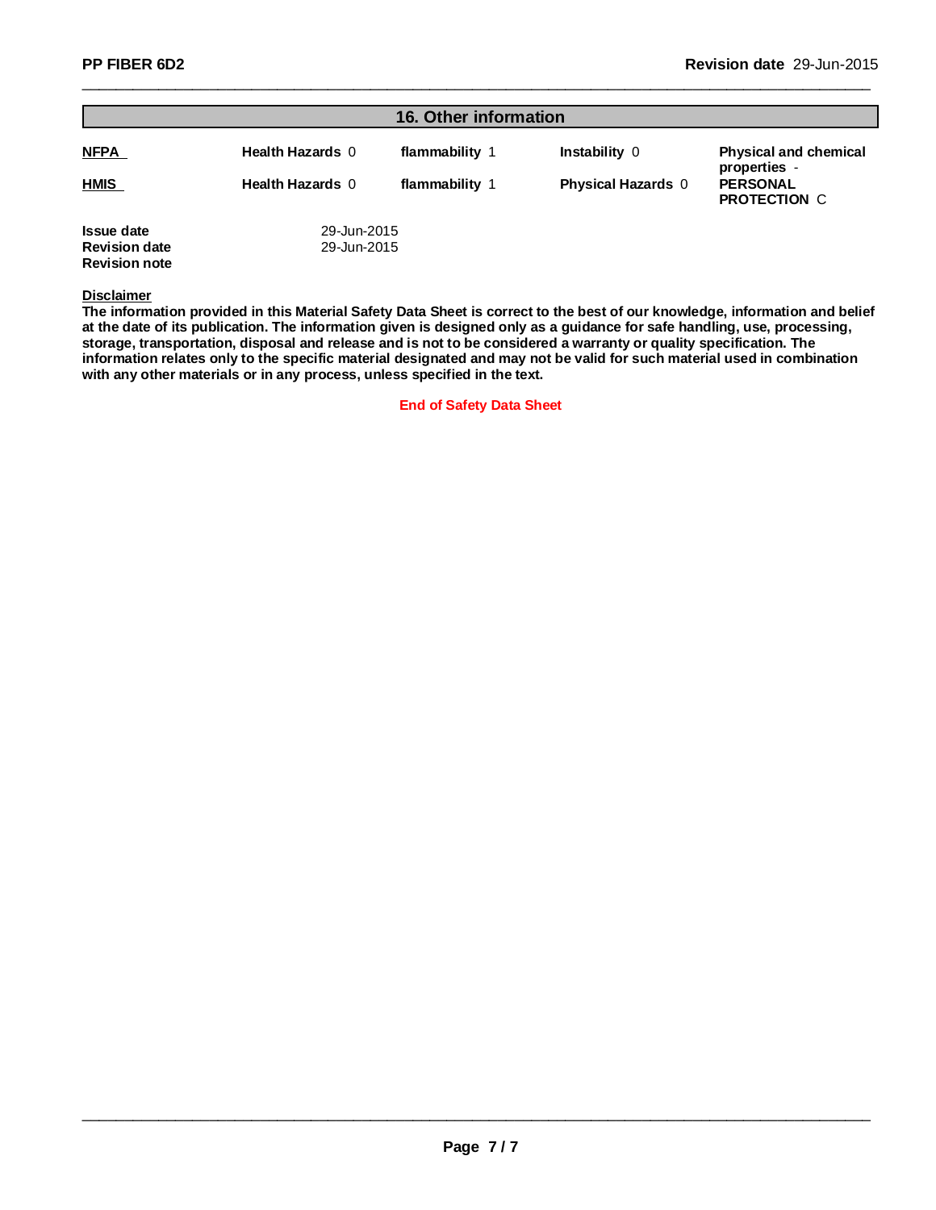## 16. Other information

| | | | | |
|---|---|---|---|---|
| **NFPA** | **Health Hazards** 0 | **flammability** 1 | **Instability** 0 | **Physical and chemical properties** - |
| **HMIS** | **Health Hazards** 0 | **flammability** 1 | **Physical Hazards** 0 | **PERSONAL PROTECTION** C |

| | |
|---|---|
| **Issue date** | 29-Jun-2015 |
| **Revision date** | 29-Jun-2015 |
| **Revision note** | |

**Disclaimer**

**The information provided in this Material Safety Data Sheet is correct to the best of our knowledge, information and belief at the date of its publication. The information given is designed only as a guidance for safe handling, use, processing, storage, transportation, disposal and release and is not to be considered a warranty or quality specification. The information relates only to the specific material designated and may not be valid for such material used in combination with any other materials or in any process, unless specified in the text.**

**End of Safety Data Sheet**